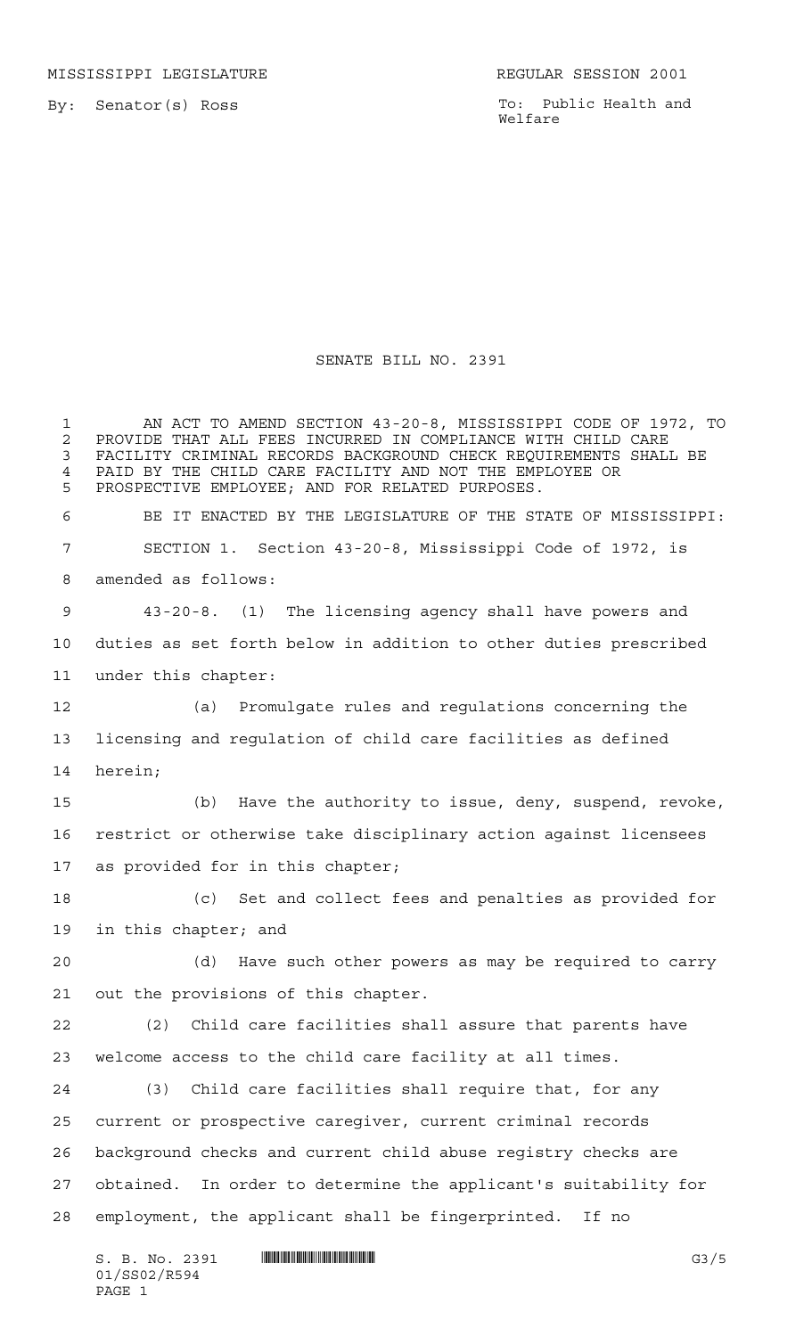MISSISSIPPI LEGISLATURE REGULAR SESSION 2001

By: Senator(s) Ross

To: Public Health and Welfare

# SENATE BILL NO. 2391

AN ACT TO AMEND SECTION 43-20-8, MISSISSIPPI CODE OF 1972, TO PROVIDE THAT ALL FEES INCURRED IN COMPLIANCE WITH CHILD CARE FACILITY CRIMINAL RECORDS BACKGROUND CHECK REQUIREMENTS SHALL BE PAID BY THE CHILD CARE FACILITY AND NOT THE EMPLOYEE OR PROSPECTIVE EMPLOYEE; AND FOR RELATED PURPOSES.

BE IT ENACTED BY THE LEGISLATURE OF THE STATE OF MISSISSIPPI:

SECTION 1. Section 43-20-8, Mississippi Code of 1972, is amended as follows:

43-20-8. (1) The licensing agency shall have powers and duties as set forth below in addition to other duties prescribed under this chapter:

(a) Promulgate rules and regulations concerning the licensing and regulation of child care facilities as defined herein;

(b) Have the authority to issue, deny, suspend, revoke, restrict or otherwise take disciplinary action against licensees as provided for in this chapter;

(c) Set and collect fees and penalties as provided for in this chapter; and

(d) Have such other powers as may be required to carry out the provisions of this chapter.

(2) Child care facilities shall assure that parents have welcome access to the child care facility at all times.

(3) Child care facilities shall require that, for any current or prospective caregiver, current criminal records background checks and current child abuse registry checks are obtained. In order to determine the applicant's suitability for employment, the applicant shall be fingerprinted. If no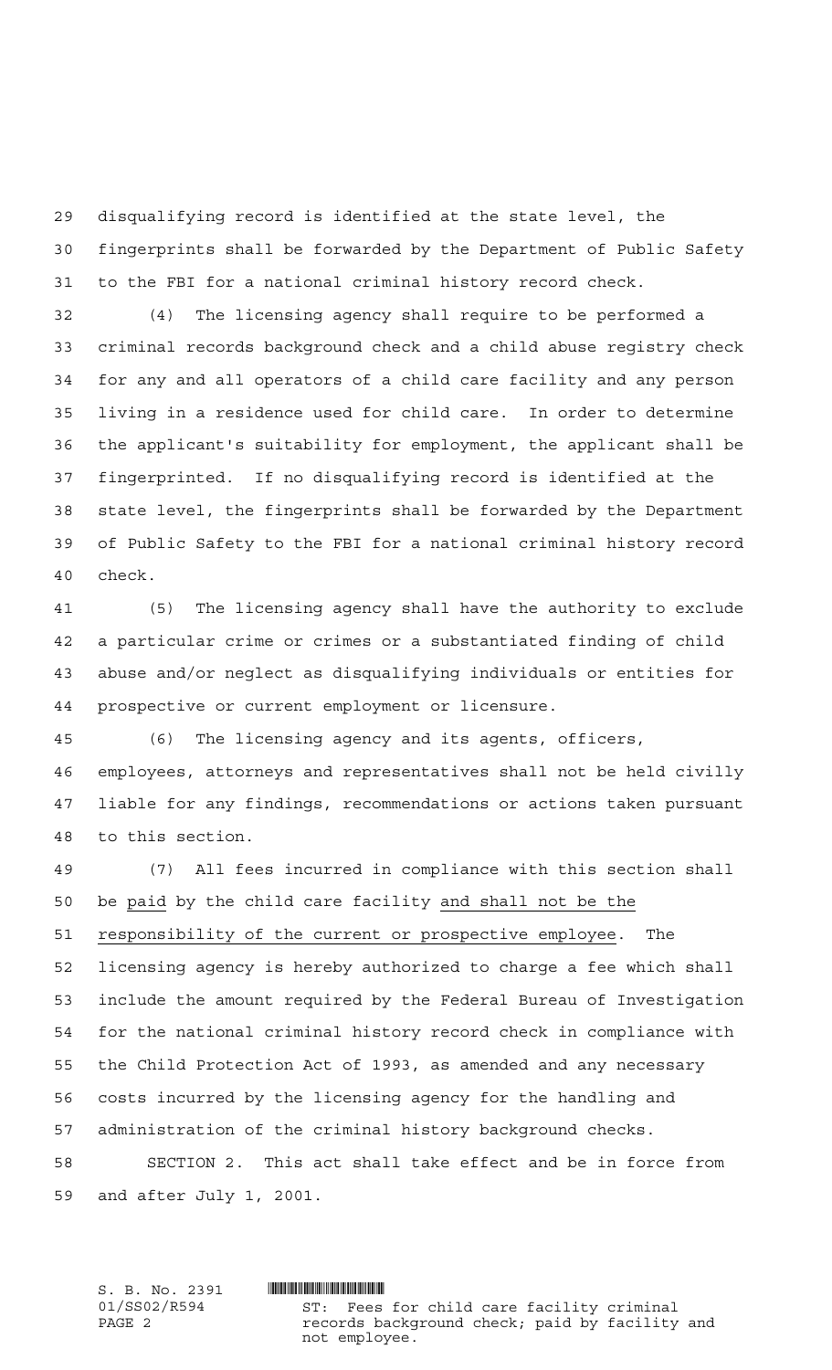disqualifying record is identified at the state level, the fingerprints shall be forwarded by the Department of Public Safety to the FBI for a national criminal history record check.

(4) The licensing agency shall require to be performed a criminal records background check and a child abuse registry check for any and all operators of a child care facility and any person living in a residence used for child care. In order to determine the applicant's suitability for employment, the applicant shall be fingerprinted. If no disqualifying record is identified at the state level, the fingerprints shall be forwarded by the Department of Public Safety to the FBI for a national criminal history record check.

(5) The licensing agency shall have the authority to exclude a particular crime or crimes or a substantiated finding of child abuse and/or neglect as disqualifying individuals or entities for prospective or current employment or licensure.

(6) The licensing agency and its agents, officers, employees, attorneys and representatives shall not be held civilly liable for any findings, recommendations or actions taken pursuant to this section.

(7) All fees incurred in compliance with this section shall be paid by the child care facility and shall not be the responsibility of the current or prospective employee. The licensing agency is hereby authorized to charge a fee which shall include the amount required by the Federal Bureau of Investigation for the national criminal history record check in compliance with the Child Protection Act of 1993, as amended and any necessary costs incurred by the licensing agency for the handling and administration of the criminal history background checks.

SECTION 2. This act shall take effect and be in force from and after July 1, 2001.

S. B. No. 2391
01/SS02/R594

ST: Fees for child care facility criminal records background check; paid by facility and not employee.